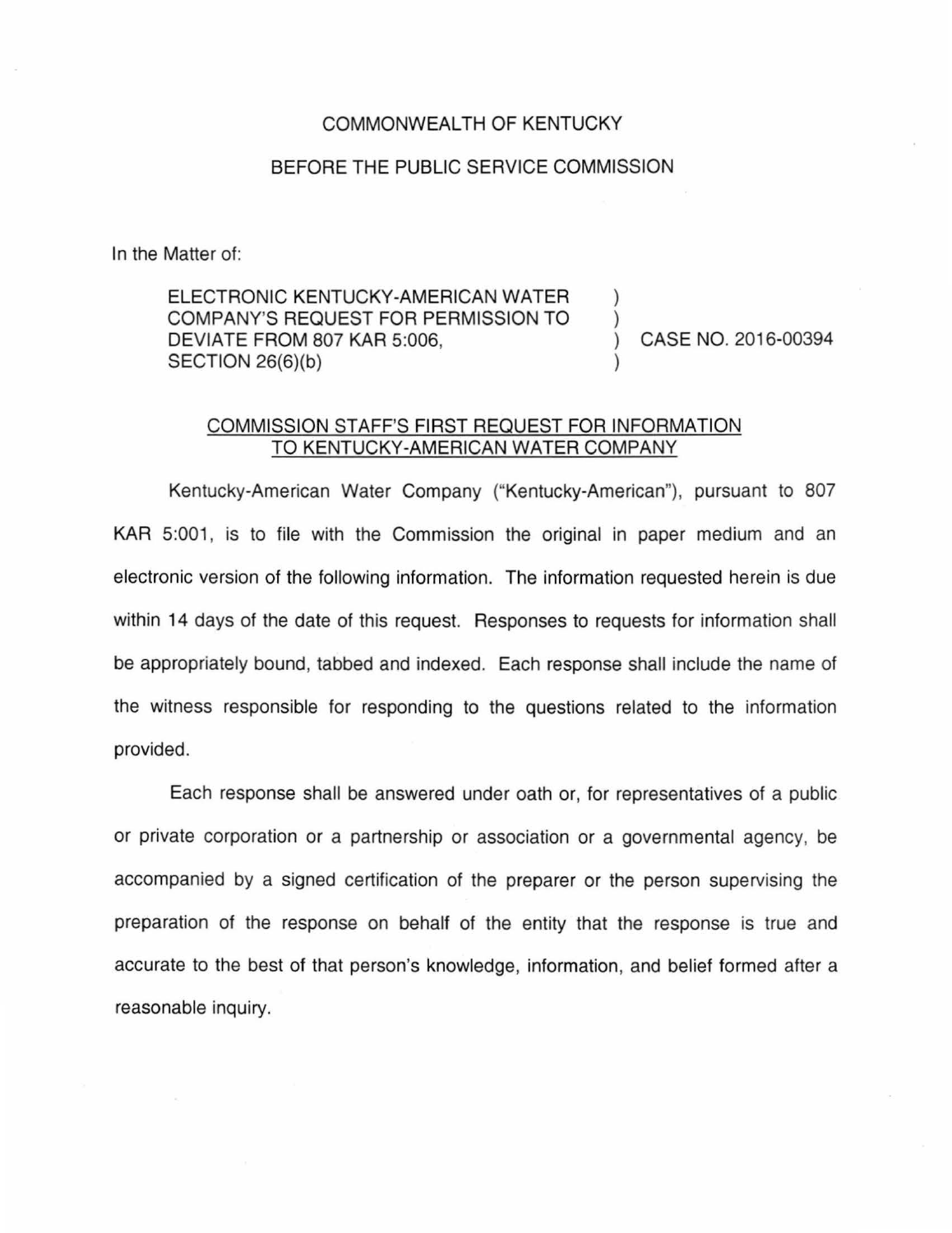COMMONWEALTH OF KENTUCKY

BEFORE THE PUBLIC SERVICE COMMISSION

In the Matter of:

| | | |
|---|---|---|
| ELECTRONIC KENTUCKY-AMERICAN WATER COMPANY'S REQUEST FOR PERMISSION TO DEVIATE FROM 807 KAR 5:006, SECTION 26(6)(b) | ) | CASE NO. 2016-00394 |

## COMMISSION STAFF'S FIRST REQUEST FOR INFORMATION TO KENTUCKY-AMERICAN WATER COMPANY

Kentucky-American Water Company ("Kentucky-American"), pursuant to 807 KAR 5:001, is to file with the Commission the original in paper medium and an electronic version of the following information. The information requested herein is due within 14 days of the date of this request. Responses to requests for information shall be appropriately bound, tabbed and indexed. Each response shall include the name of the witness responsible for responding to the questions related to the information provided.

Each response shall be answered under oath or, for representatives of a public or private corporation or a partnership or association or a governmental agency, be accompanied by a signed certification of the preparer or the person supervising the preparation of the response on behalf of the entity that the response is true and accurate to the best of that person's knowledge, information, and belief formed after a reasonable inquiry.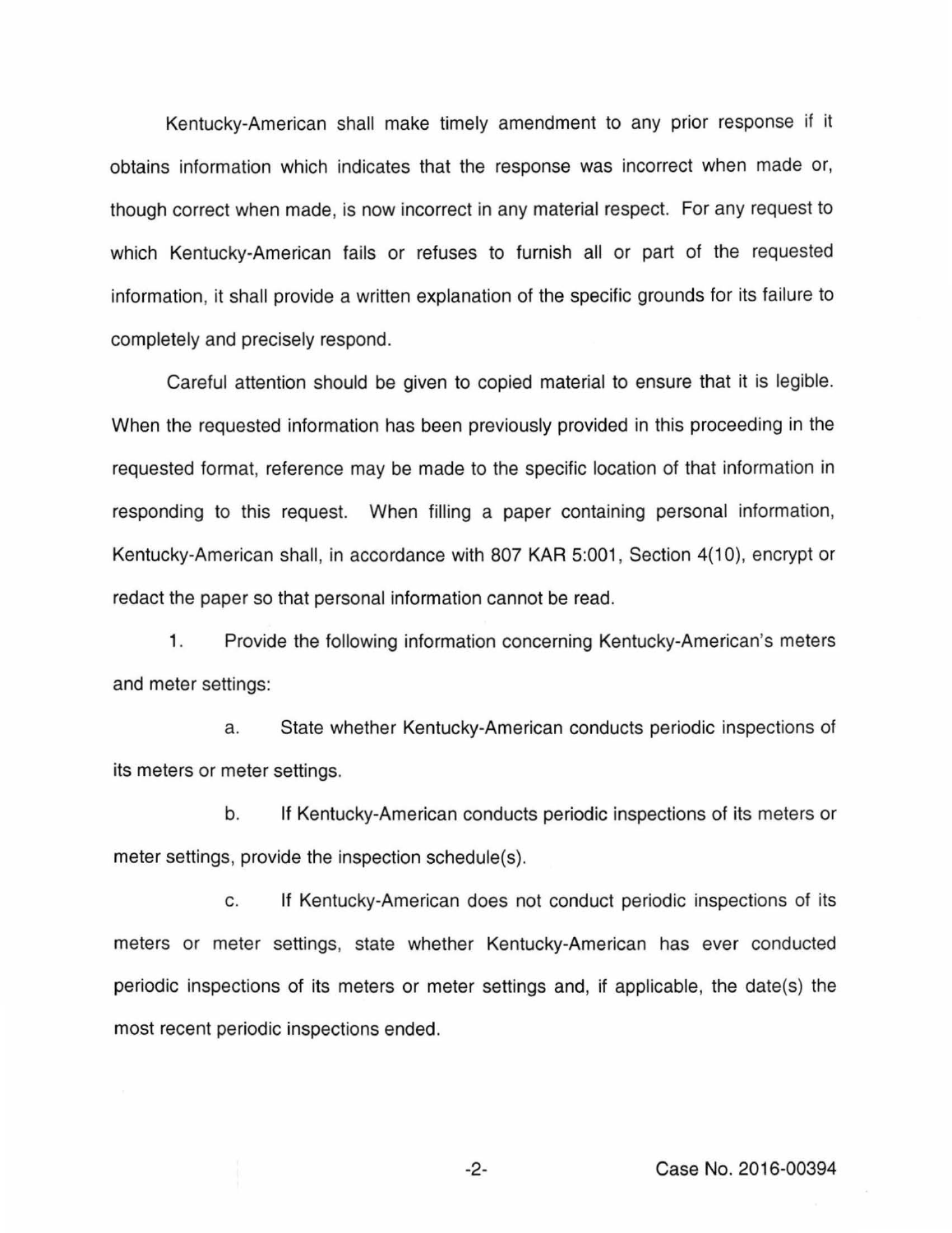Kentucky-American shall make timely amendment to any prior response if it obtains information which indicates that the response was incorrect when made or, though correct when made, is now incorrect in any material respect. For any request to which Kentucky-American fails or refuses to furnish all or part of the requested information, it shall provide a written explanation of the specific grounds for its failure to completely and precisely respond.

Careful attention should be given to copied material to ensure that it is legible. When the requested information has been previously provided in this proceeding in the requested format, reference may be made to the specific location of that information in responding to this request. When filling a paper containing personal information, Kentucky-American shall, in accordance with 807 KAR 5:001, Section 4(10), encrypt or redact the paper so that personal information cannot be read.

1. Provide the following information concerning Kentucky-American's meters and meter settings:

a. State whether Kentucky-American conducts periodic inspections of its meters or meter settings.

b. If Kentucky-American conducts periodic inspections of its meters or meter settings, provide the inspection schedule(s).

c. If Kentucky-American does not conduct periodic inspections of its meters or meter settings, state whether Kentucky-American has ever conducted periodic inspections of its meters or meter settings and, if applicable, the date(s) the most recent periodic inspections ended.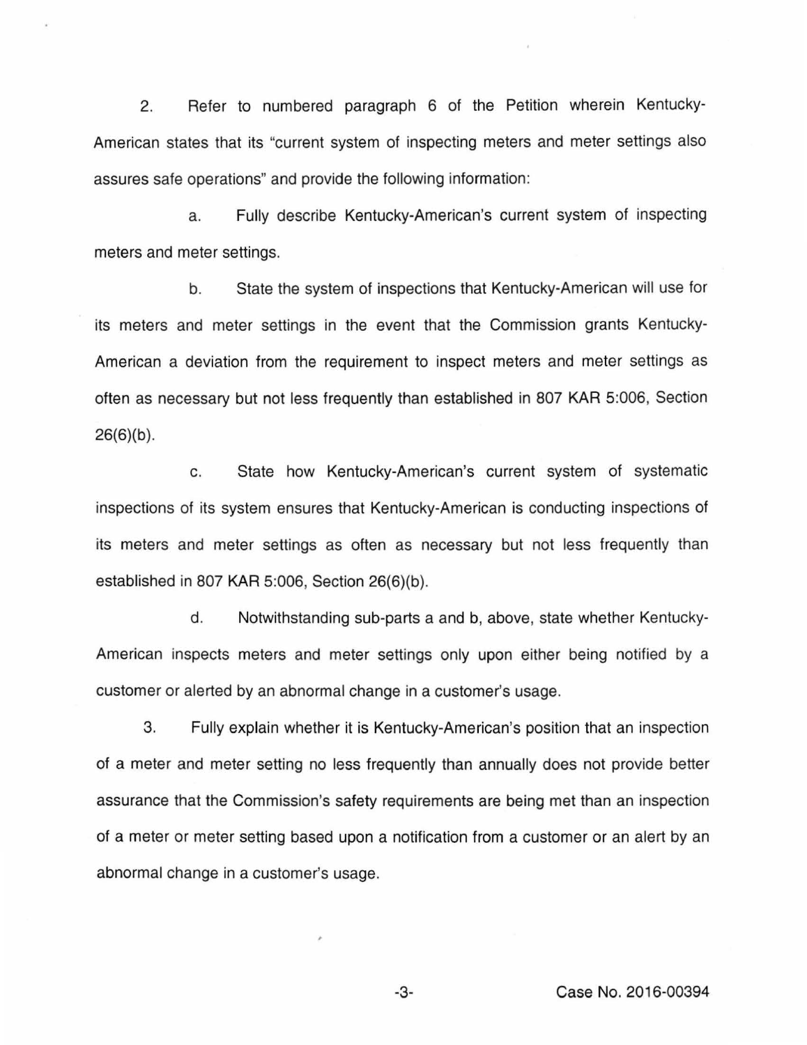2. Refer to numbered paragraph 6 of the Petition wherein Kentucky-American states that its "current system of inspecting meters and meter settings also assures safe operations" and provide the following information:

a. Fully describe Kentucky-American's current system of inspecting meters and meter settings.

b. State the system of inspections that Kentucky-American will use for its meters and meter settings in the event that the Commission grants Kentucky-American a deviation from the requirement to inspect meters and meter settings as often as necessary but not less frequently than established in 807 KAR 5:006, Section 26(6)(b).

c. State how Kentucky-American's current system of systematic inspections of its system ensures that Kentucky-American is conducting inspections of its meters and meter settings as often as necessary but not less frequently than established in 807 KAR 5:006, Section 26(6)(b).

d. Notwithstanding sub-parts a and b, above, state whether Kentucky-American inspects meters and meter settings only upon either being notified by a customer or alerted by an abnormal change in a customer's usage.

3. Fully explain whether it is Kentucky-American's position that an inspection of a meter and meter setting no less frequently than annually does not provide better assurance that the Commission's safety requirements are being met than an inspection of a meter or meter setting based upon a notification from a customer or an alert by an abnormal change in a customer's usage.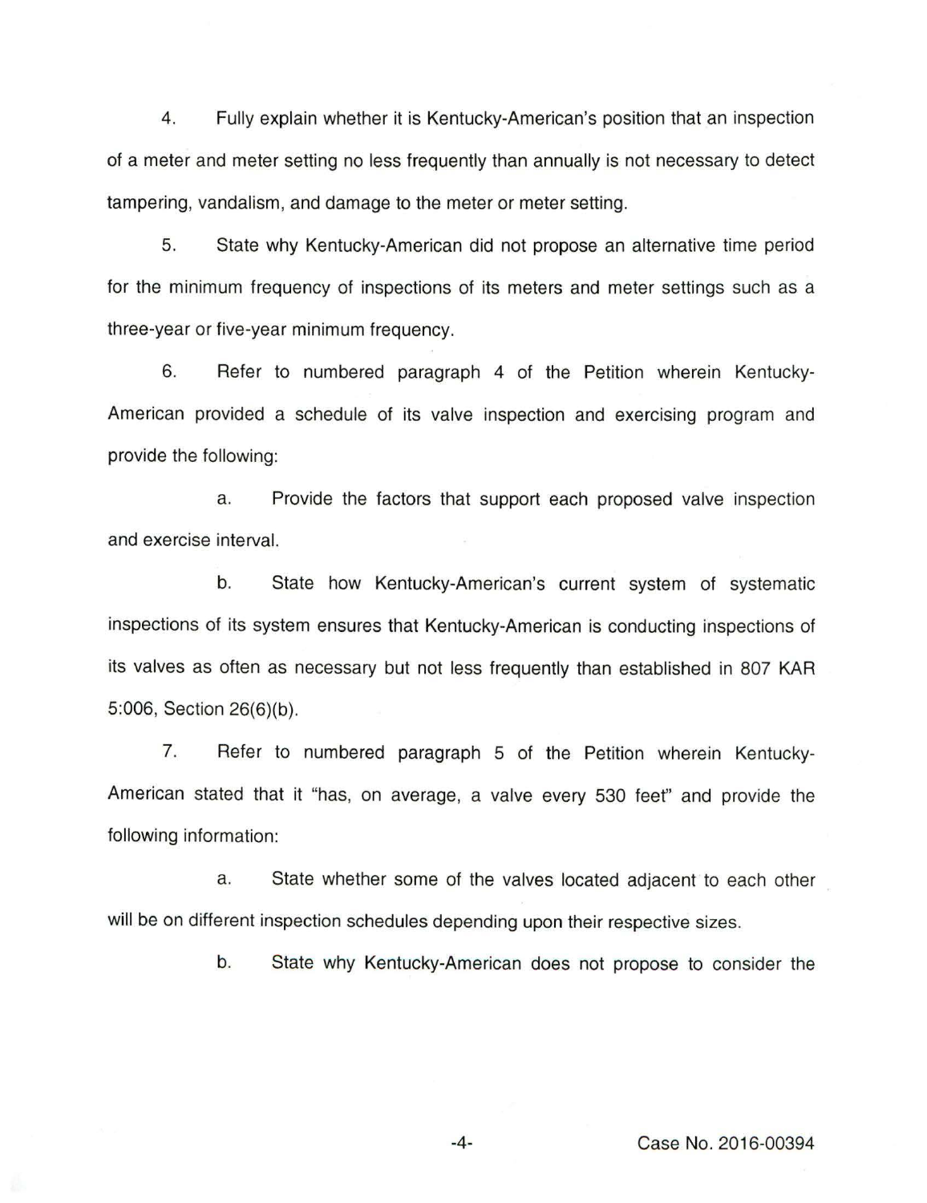4. Fully explain whether it is Kentucky-American's position that an inspection of a meter and meter setting no less frequently than annually is not necessary to detect tampering, vandalism, and damage to the meter or meter setting.

5. State why Kentucky-American did not propose an alternative time period for the minimum frequency of inspections of its meters and meter settings such as a three-year or five-year minimum frequency.

6. Refer to numbered paragraph 4 of the Petition wherein Kentucky-American provided a schedule of its valve inspection and exercising program and provide the following:

   a. Provide the factors that support each proposed valve inspection and exercise interval.

   b. State how Kentucky-American's current system of systematic inspections of its system ensures that Kentucky-American is conducting inspections of its valves as often as necessary but not less frequently than established in 807 KAR 5:006, Section 26(6)(b).

7. Refer to numbered paragraph 5 of the Petition wherein Kentucky-American stated that it "has, on average, a valve every 530 feet" and provide the following information:

   a. State whether some of the valves located adjacent to each other will be on different inspection schedules depending upon their respective sizes.

   b. State why Kentucky-American does not propose to consider the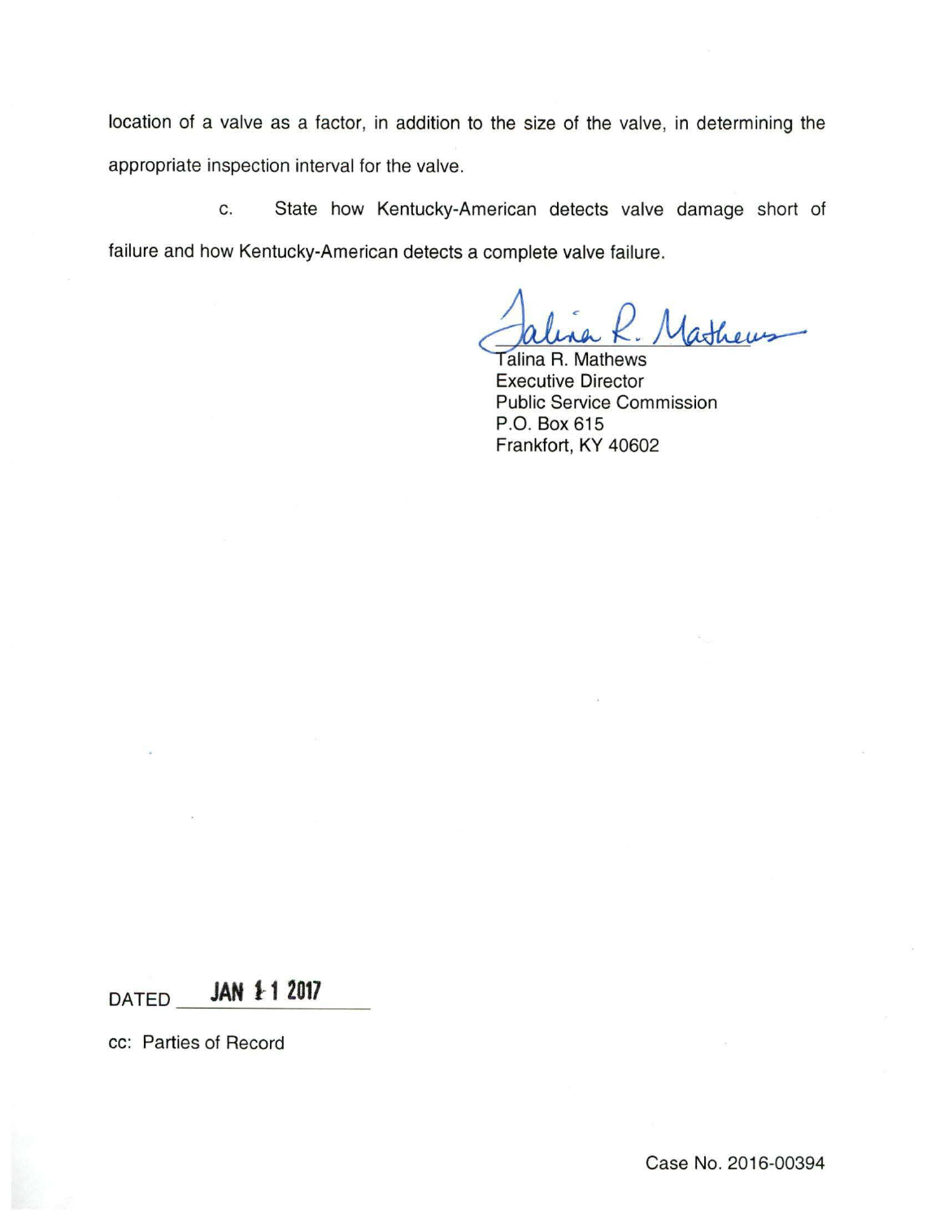location of a valve as a factor, in addition to the size of the valve, in determining the appropriate inspection interval for the valve.

c. State how Kentucky-American detects valve damage short of failure and how Kentucky-American detects a complete valve failure.

Talina R. Mathews
Executive Director
Public Service Commission
P.O. Box 615
Frankfort, KY 40602

DATED JAN 11 2017

cc: Parties of Record

Case No. 2016-00394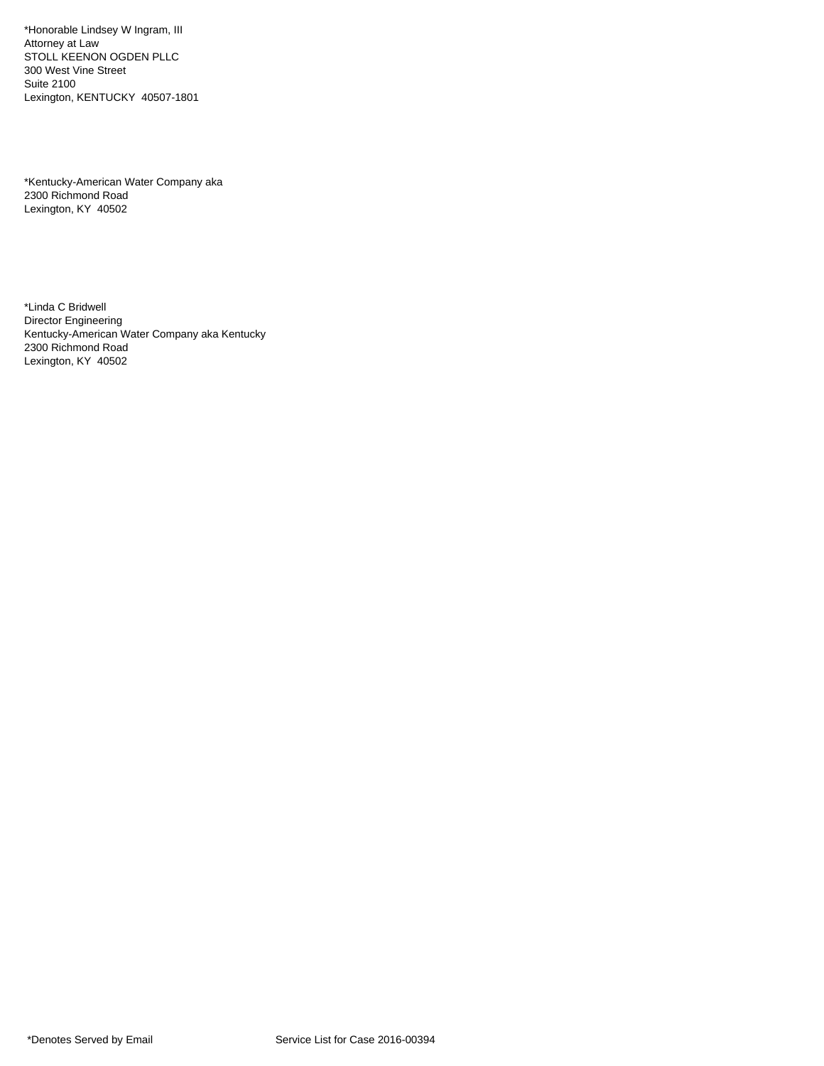*Honorable Lindsey W Ingram, III
Attorney at Law
STOLL KEENON OGDEN PLLC
300 West Vine Street
Suite 2100
Lexington, KENTUCKY  40507-1801

*Kentucky-American Water Company aka
2300 Richmond Road
Lexington, KY  40502

*Linda C Bridwell
Director Engineering
Kentucky-American Water Company aka Kentucky
2300 Richmond Road
Lexington, KY  40502

*Denotes Served by Email

Service List for Case 2016-00394